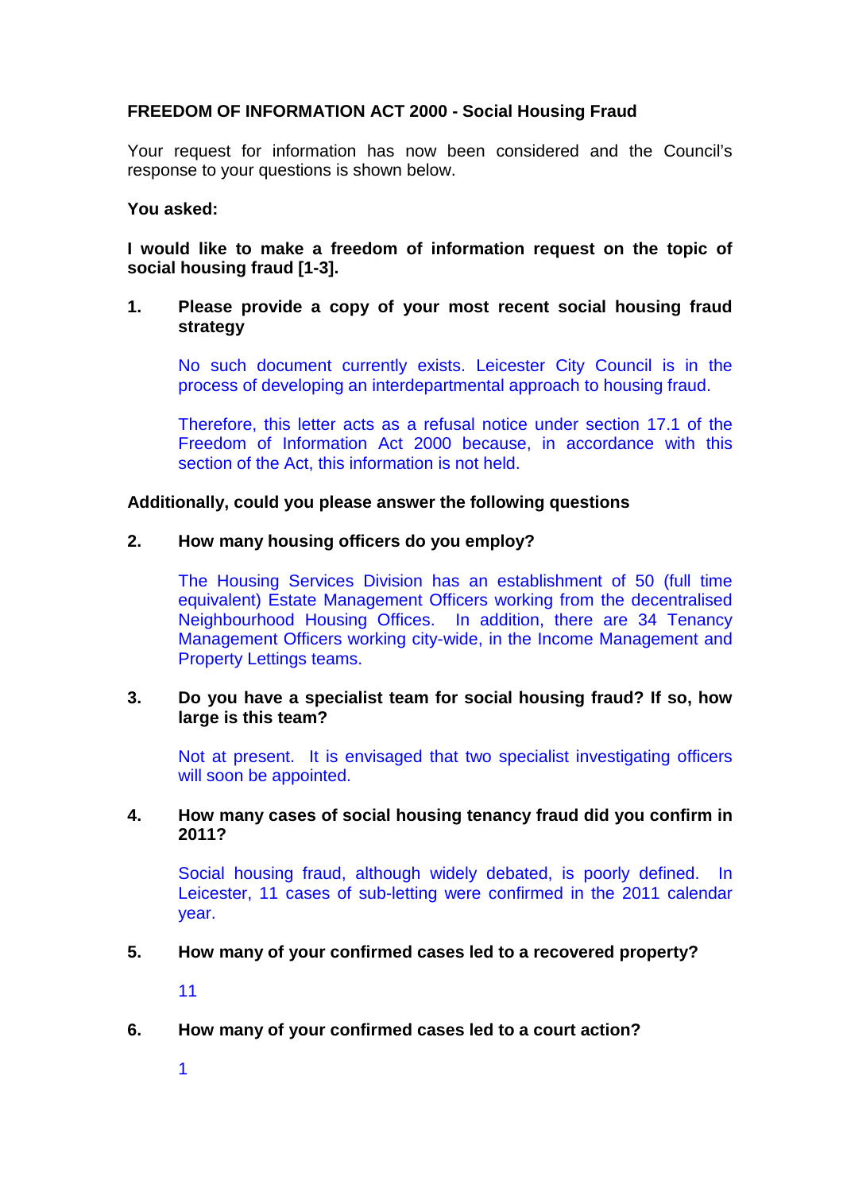**FREEDOM OF INFORMATION ACT 2000 - Social Housing Fraud**

Your request for information has now been considered and the Council's response to your questions is shown below.

**You asked:**

**I would like to make a freedom of information request on the topic of social housing fraud [1-3].**

1. **Please provide a copy of your most recent social housing fraud strategy**

   No such document currently exists. Leicester City Council is in the process of developing an interdepartmental approach to housing fraud.

   Therefore, this letter acts as a refusal notice under section 17.1 of the Freedom of Information Act 2000 because, in accordance with this section of the Act, this information is not held.

**Additionally, could you please answer the following questions**

2. **How many housing officers do you employ?**

   The Housing Services Division has an establishment of 50 (full time equivalent) Estate Management Officers working from the decentralised Neighbourhood Housing Offices. In addition, there are 34 Tenancy Management Officers working city-wide, in the Income Management and Property Lettings teams.

3. **Do you have a specialist team for social housing fraud? If so, how large is this team?**

   Not at present. It is envisaged that two specialist investigating officers will soon be appointed.

4. **How many cases of social housing tenancy fraud did you confirm in 2011?**

   Social housing fraud, although widely debated, is poorly defined. In Leicester, 11 cases of sub-letting were confirmed in the 2011 calendar year.

5. **How many of your confirmed cases led to a recovered property?**

   11

6. **How many of your confirmed cases led to a court action?**

   1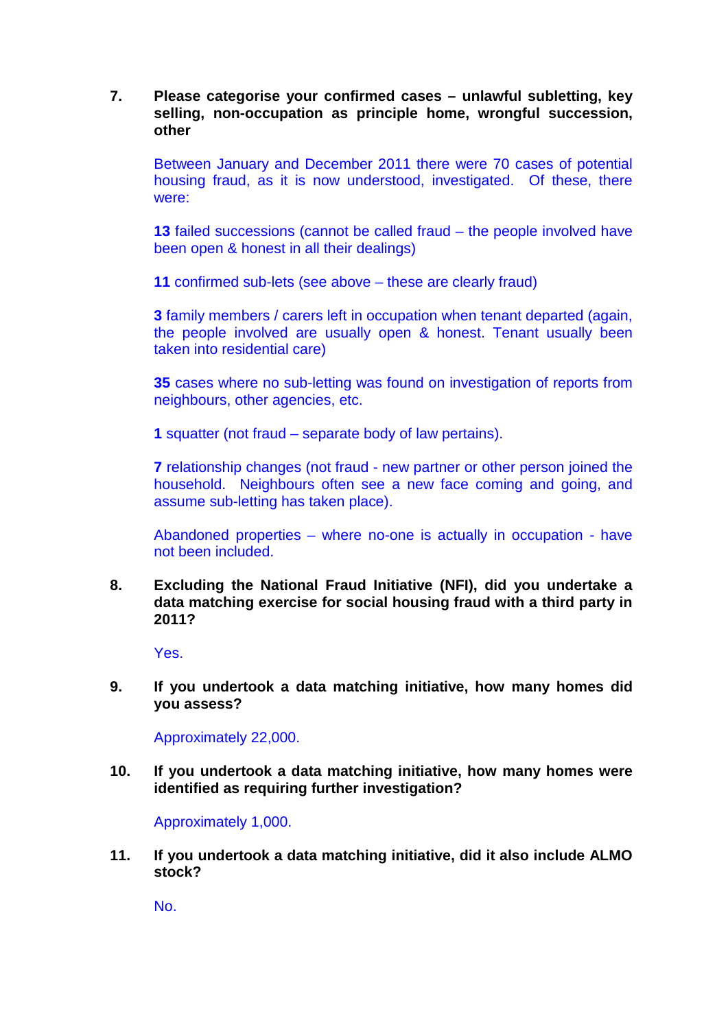7. **Please categorise your confirmed cases – unlawful subletting, key selling, non-occupation as principle home, wrongful succession, other**

   Between January and December 2011 there were 70 cases of potential housing fraud, as it is now understood, investigated. Of these, there were:

   **13** failed successions (cannot be called fraud – the people involved have been open & honest in all their dealings)

   **11** confirmed sub-lets (see above – these are clearly fraud)

   **3** family members / carers left in occupation when tenant departed (again, the people involved are usually open & honest. Tenant usually been taken into residential care)

   **35** cases where no sub-letting was found on investigation of reports from neighbours, other agencies, etc.

   **1** squatter (not fraud – separate body of law pertains).

   **7** relationship changes (not fraud - new partner or other person joined the household. Neighbours often see a new face coming and going, and assume sub-letting has taken place).

   Abandoned properties – where no-one is actually in occupation - have not been included.

8. **Excluding the National Fraud Initiative (NFI), did you undertake a data matching exercise for social housing fraud with a third party in 2011?**

   Yes.

9. **If you undertook a data matching initiative, how many homes did you assess?**

   Approximately 22,000.

10. **If you undertook a data matching initiative, how many homes were identified as requiring further investigation?**

    Approximately 1,000.

11. **If you undertook a data matching initiative, did it also include ALMO stock?**

    No.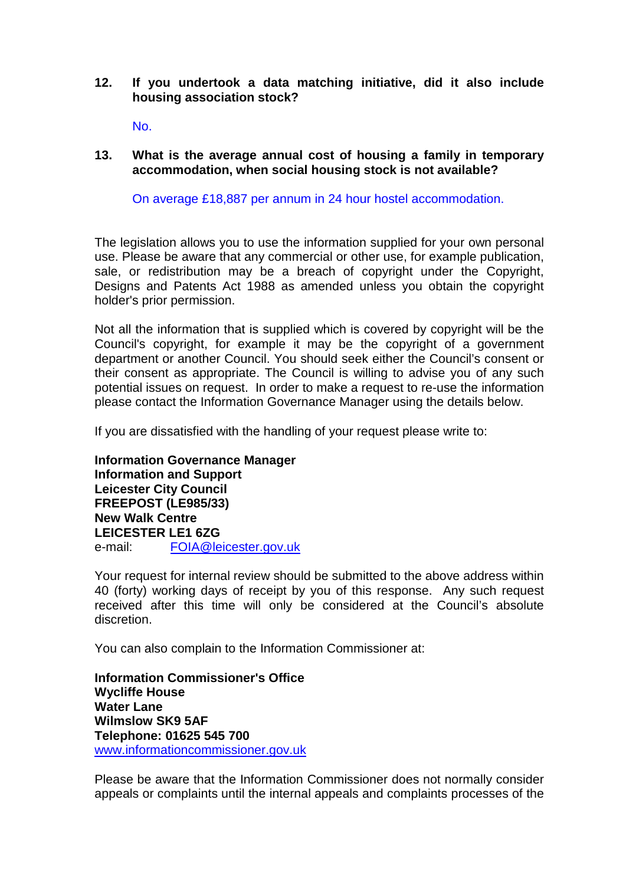**12. If you undertook a data matching initiative, did it also include housing association stock?**

No.

**13. What is the average annual cost of housing a family in temporary accommodation, when social housing stock is not available?**

On average £18,887 per annum in 24 hour hostel accommodation.

The legislation allows you to use the information supplied for your own personal use. Please be aware that any commercial or other use, for example publication, sale, or redistribution may be a breach of copyright under the Copyright, Designs and Patents Act 1988 as amended unless you obtain the copyright holder's prior permission.

Not all the information that is supplied which is covered by copyright will be the Council's copyright, for example it may be the copyright of a government department or another Council. You should seek either the Council's consent or their consent as appropriate. The Council is willing to advise you of any such potential issues on request. In order to make a request to re-use the information please contact the Information Governance Manager using the details below.

If you are dissatisfied with the handling of your request please write to:

**Information Governance Manager**
**Information and Support**
**Leicester City Council**
**FREEPOST (LE985/33)**
**New Walk Centre**
**LEICESTER LE1 6ZG**
e-mail: FOIA@leicester.gov.uk

Your request for internal review should be submitted to the above address within 40 (forty) working days of receipt by you of this response. Any such request received after this time will only be considered at the Council's absolute discretion.

You can also complain to the Information Commissioner at:

**Information Commissioner's Office**
**Wycliffe House**
**Water Lane**
**Wilmslow SK9 5AF**
**Telephone: 01625 545 700**
www.informationcommissioner.gov.uk

Please be aware that the Information Commissioner does not normally consider appeals or complaints until the internal appeals and complaints processes of the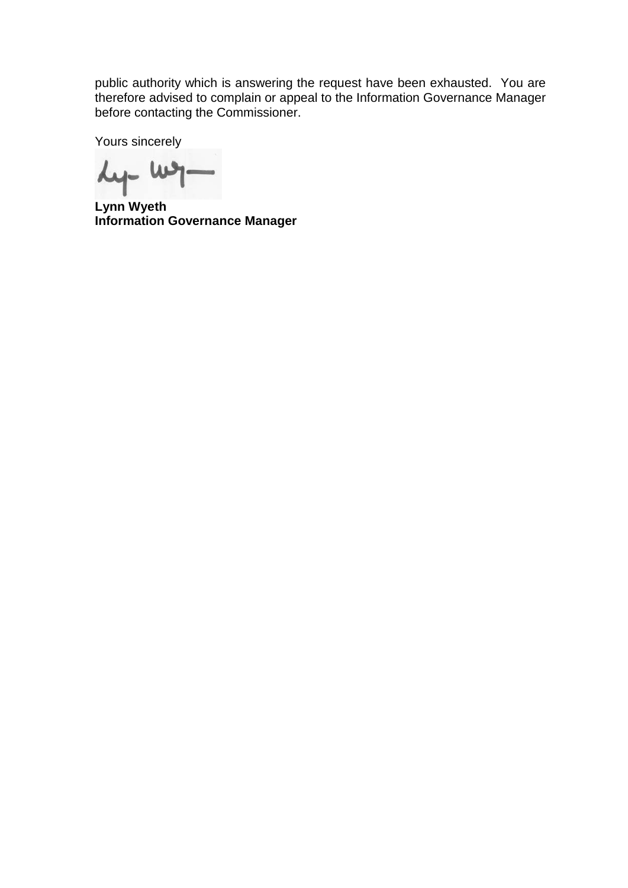public authority which is answering the request have been exhausted. You are therefore advised to complain or appeal to the Information Governance Manager before contacting the Commissioner.

Yours sincerely

**Lynn Wyeth**
**Information Governance Manager**